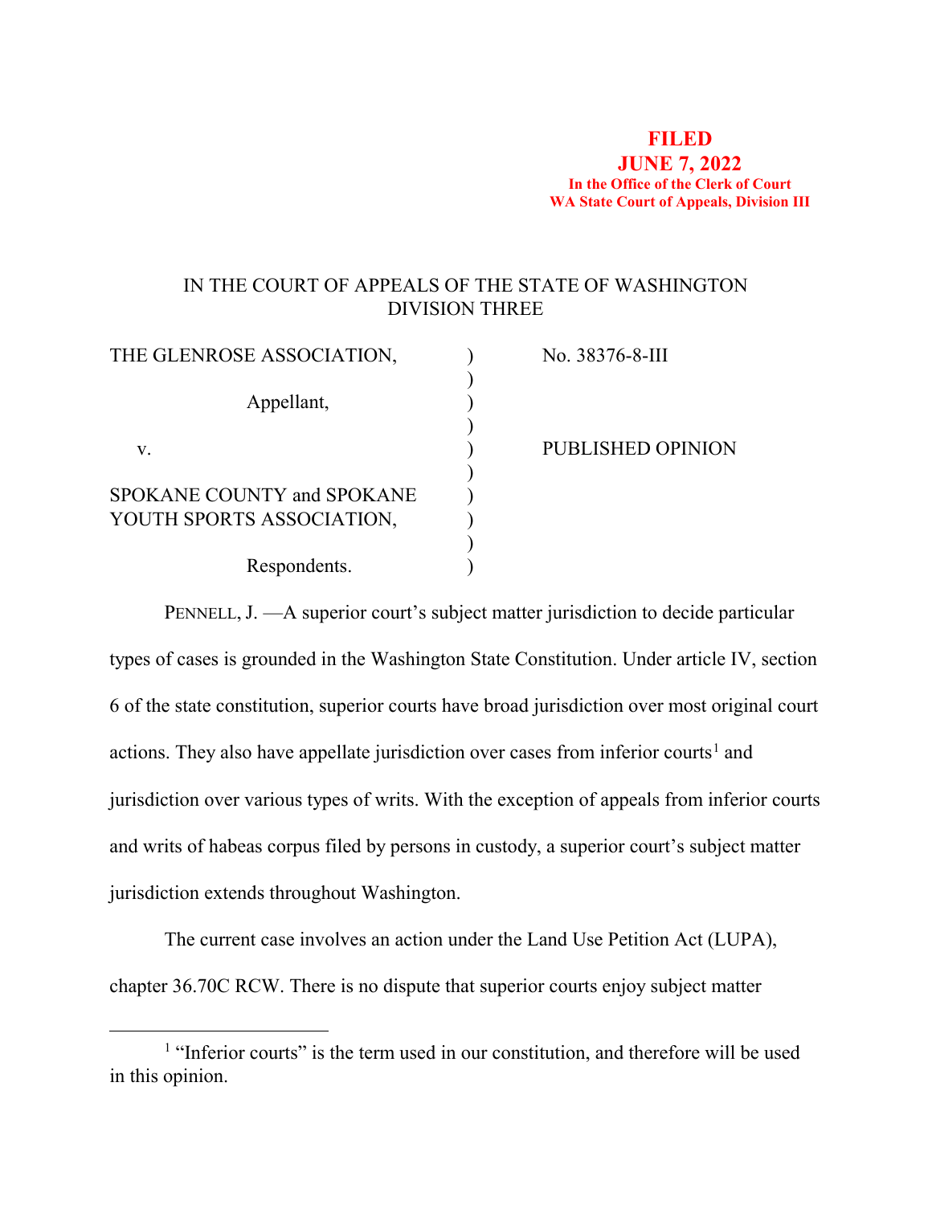**FILED**
**JUNE 7, 2022**
**In the Office of the Clerk of Court**
**WA State Court of Appeals, Division III**

IN THE COURT OF APPEALS OF THE STATE OF WASHINGTON
DIVISION THREE

| | | |
|---|---|---|
| THE GLENROSE ASSOCIATION, | ) | No. 38376-8-III |
| | ) | |
| Appellant, | ) | |
| | ) | |
| v. | ) | PUBLISHED OPINION |
| | ) | |
| SPOKANE COUNTY and SPOKANE YOUTH SPORTS ASSOCIATION, | ) | |
| | ) | |
| Respondents. | ) | |

PENNELL, J. —A superior court's subject matter jurisdiction to decide particular types of cases is grounded in the Washington State Constitution. Under article IV, section 6 of the state constitution, superior courts have broad jurisdiction over most original court actions. They also have appellate jurisdiction over cases from inferior courts[1] and jurisdiction over various types of writs. With the exception of appeals from inferior courts and writs of habeas corpus filed by persons in custody, a superior court's subject matter jurisdiction extends throughout Washington.

The current case involves an action under the Land Use Petition Act (LUPA), chapter 36.70C RCW. There is no dispute that superior courts enjoy subject matter

[1] "Inferior courts" is the term used in our constitution, and therefore will be used in this opinion.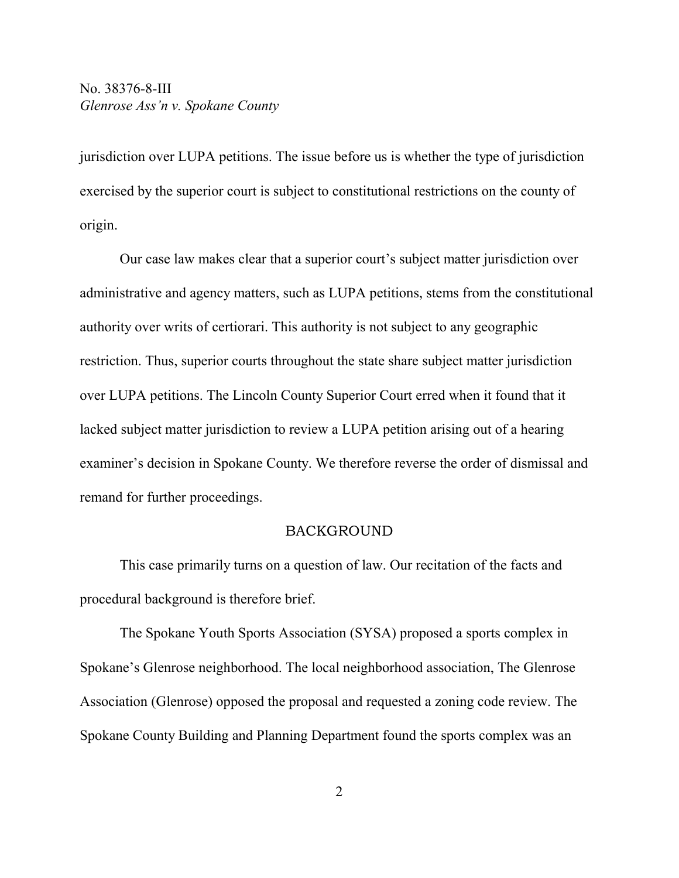jurisdiction over LUPA petitions. The issue before us is whether the type of jurisdiction exercised by the superior court is subject to constitutional restrictions on the county of origin.

Our case law makes clear that a superior court's subject matter jurisdiction over administrative and agency matters, such as LUPA petitions, stems from the constitutional authority over writs of certiorari. This authority is not subject to any geographic restriction. Thus, superior courts throughout the state share subject matter jurisdiction over LUPA petitions. The Lincoln County Superior Court erred when it found that it lacked subject matter jurisdiction to review a LUPA petition arising out of a hearing examiner's decision in Spokane County. We therefore reverse the order of dismissal and remand for further proceedings.

## BACKGROUND

This case primarily turns on a question of law. Our recitation of the facts and procedural background is therefore brief.

The Spokane Youth Sports Association (SYSA) proposed a sports complex in Spokane's Glenrose neighborhood. The local neighborhood association, The Glenrose Association (Glenrose) opposed the proposal and requested a zoning code review. The Spokane County Building and Planning Department found the sports complex was an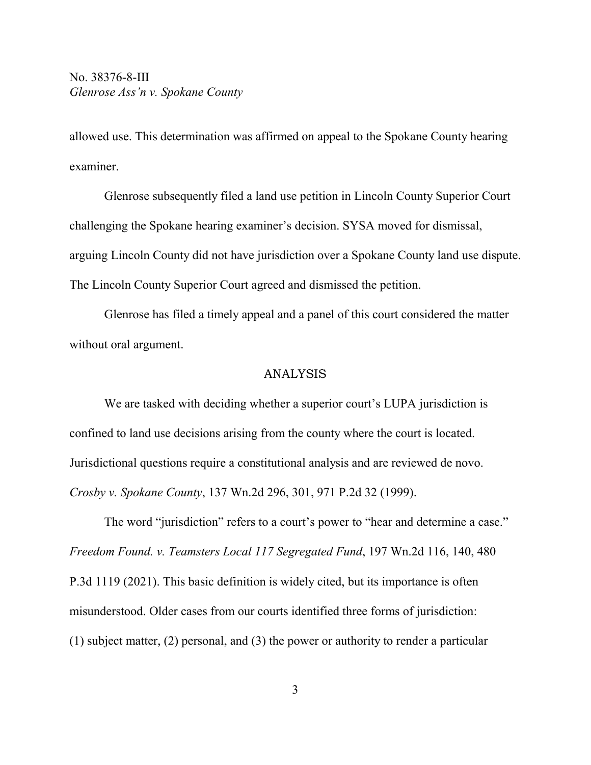allowed use. This determination was affirmed on appeal to the Spokane County hearing examiner.

Glenrose subsequently filed a land use petition in Lincoln County Superior Court challenging the Spokane hearing examiner's decision. SYSA moved for dismissal, arguing Lincoln County did not have jurisdiction over a Spokane County land use dispute. The Lincoln County Superior Court agreed and dismissed the petition.

Glenrose has filed a timely appeal and a panel of this court considered the matter without oral argument.

## ANALYSIS

We are tasked with deciding whether a superior court's LUPA jurisdiction is confined to land use decisions arising from the county where the court is located. Jurisdictional questions require a constitutional analysis and are reviewed de novo. *Crosby v. Spokane County*, 137 Wn.2d 296, 301, 971 P.2d 32 (1999).

The word "jurisdiction" refers to a court's power to "hear and determine a case." *Freedom Found. v. Teamsters Local 117 Segregated Fund*, 197 Wn.2d 116, 140, 480 P.3d 1119 (2021). This basic definition is widely cited, but its importance is often misunderstood. Older cases from our courts identified three forms of jurisdiction: (1) subject matter, (2) personal, and (3) the power or authority to render a particular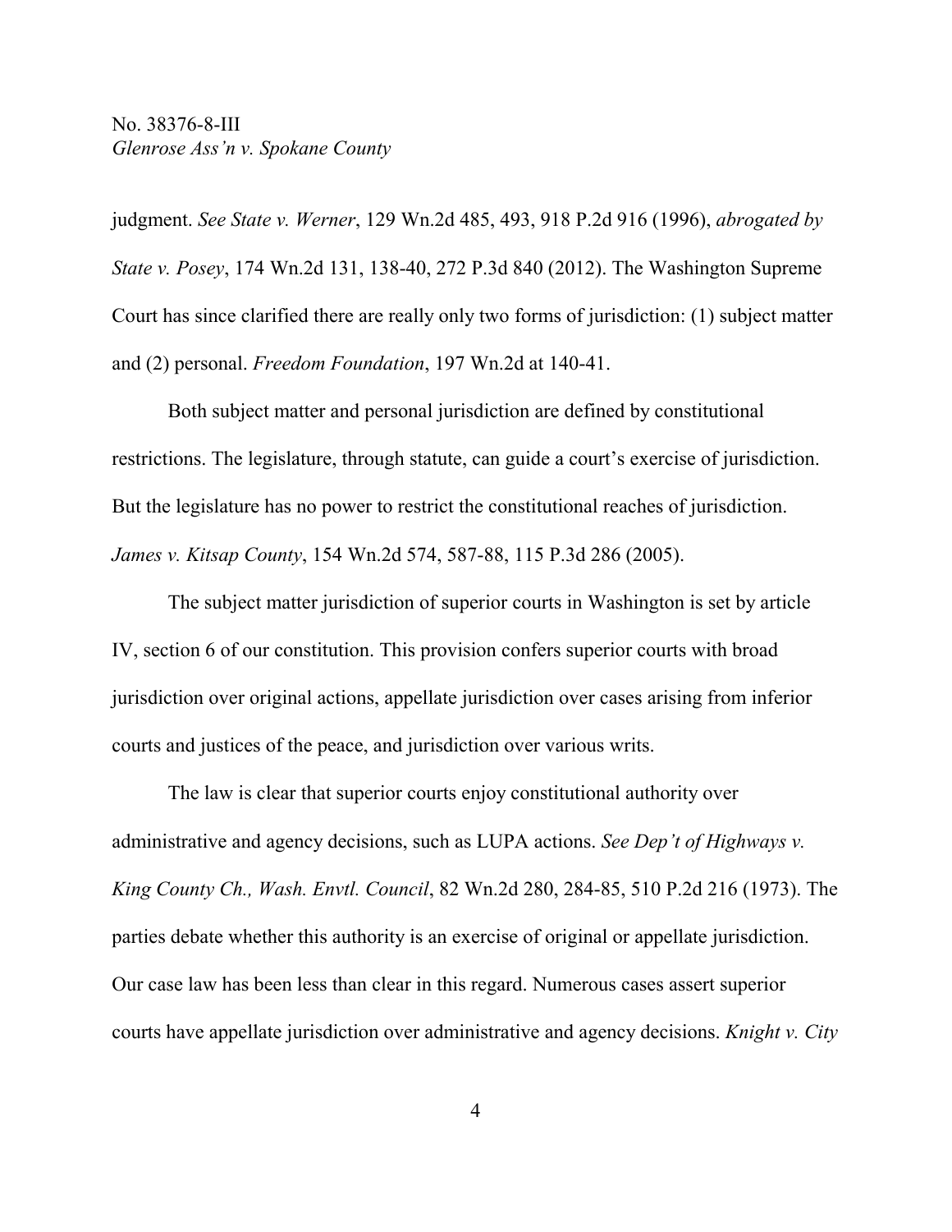judgment. *See State v. Werner*, 129 Wn.2d 485, 493, 918 P.2d 916 (1996), *abrogated by State v. Posey*, 174 Wn.2d 131, 138-40, 272 P.3d 840 (2012). The Washington Supreme Court has since clarified there are really only two forms of jurisdiction: (1) subject matter and (2) personal. *Freedom Foundation*, 197 Wn.2d at 140-41.

Both subject matter and personal jurisdiction are defined by constitutional restrictions. The legislature, through statute, can guide a court's exercise of jurisdiction. But the legislature has no power to restrict the constitutional reaches of jurisdiction. *James v. Kitsap County*, 154 Wn.2d 574, 587-88, 115 P.3d 286 (2005).

The subject matter jurisdiction of superior courts in Washington is set by article IV, section 6 of our constitution. This provision confers superior courts with broad jurisdiction over original actions, appellate jurisdiction over cases arising from inferior courts and justices of the peace, and jurisdiction over various writs.

The law is clear that superior courts enjoy constitutional authority over administrative and agency decisions, such as LUPA actions. *See Dep't of Highways v. King County Ch., Wash. Envtl. Council*, 82 Wn.2d 280, 284-85, 510 P.2d 216 (1973). The parties debate whether this authority is an exercise of original or appellate jurisdiction. Our case law has been less than clear in this regard. Numerous cases assert superior courts have appellate jurisdiction over administrative and agency decisions. *Knight v. City*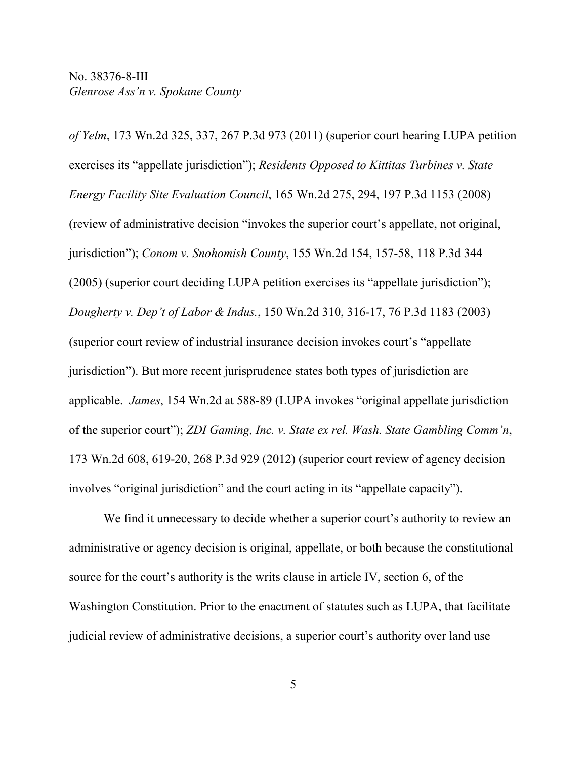*of Yelm*, 173 Wn.2d 325, 337, 267 P.3d 973 (2011) (superior court hearing LUPA petition exercises its "appellate jurisdiction"); *Residents Opposed to Kittitas Turbines v. State Energy Facility Site Evaluation Council*, 165 Wn.2d 275, 294, 197 P.3d 1153 (2008) (review of administrative decision "invokes the superior court's appellate, not original, jurisdiction"); *Conom v. Snohomish County*, 155 Wn.2d 154, 157-58, 118 P.3d 344 (2005) (superior court deciding LUPA petition exercises its "appellate jurisdiction"); *Dougherty v. Dep't of Labor & Indus.*, 150 Wn.2d 310, 316-17, 76 P.3d 1183 (2003) (superior court review of industrial insurance decision invokes court's "appellate jurisdiction"). But more recent jurisprudence states both types of jurisdiction are applicable. *James*, 154 Wn.2d at 588-89 (LUPA invokes "original appellate jurisdiction of the superior court"); *ZDI Gaming, Inc. v. State ex rel. Wash. State Gambling Comm'n*, 173 Wn.2d 608, 619-20, 268 P.3d 929 (2012) (superior court review of agency decision involves "original jurisdiction" and the court acting in its "appellate capacity").

We find it unnecessary to decide whether a superior court's authority to review an administrative or agency decision is original, appellate, or both because the constitutional source for the court's authority is the writs clause in article IV, section 6, of the Washington Constitution. Prior to the enactment of statutes such as LUPA, that facilitate judicial review of administrative decisions, a superior court's authority over land use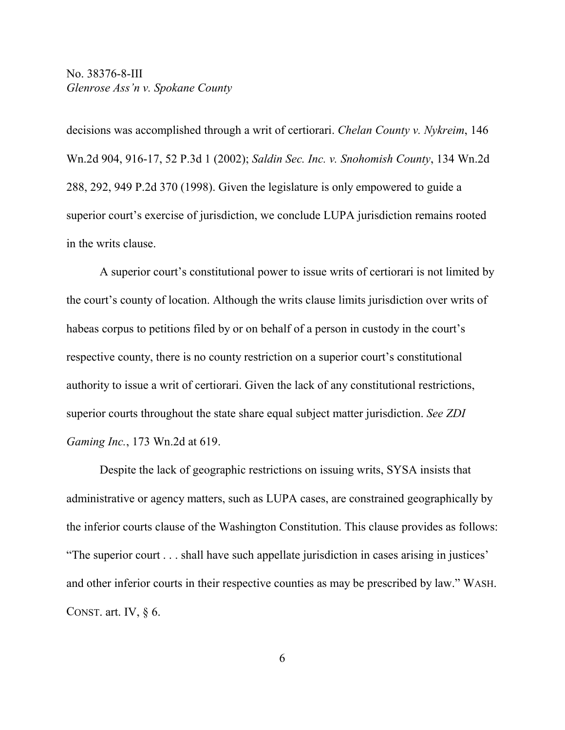decisions was accomplished through a writ of certiorari. *Chelan County v. Nykreim*, 146 Wn.2d 904, 916-17, 52 P.3d 1 (2002); *Saldin Sec. Inc. v. Snohomish County*, 134 Wn.2d 288, 292, 949 P.2d 370 (1998). Given the legislature is only empowered to guide a superior court's exercise of jurisdiction, we conclude LUPA jurisdiction remains rooted in the writs clause.

A superior court's constitutional power to issue writs of certiorari is not limited by the court's county of location. Although the writs clause limits jurisdiction over writs of habeas corpus to petitions filed by or on behalf of a person in custody in the court's respective county, there is no county restriction on a superior court's constitutional authority to issue a writ of certiorari. Given the lack of any constitutional restrictions, superior courts throughout the state share equal subject matter jurisdiction. *See ZDI Gaming Inc.*, 173 Wn.2d at 619.

Despite the lack of geographic restrictions on issuing writs, SYSA insists that administrative or agency matters, such as LUPA cases, are constrained geographically by the inferior courts clause of the Washington Constitution. This clause provides as follows: "The superior court . . . shall have such appellate jurisdiction in cases arising in justices' and other inferior courts in their respective counties as may be prescribed by law." WASH. CONST. art. IV, § 6.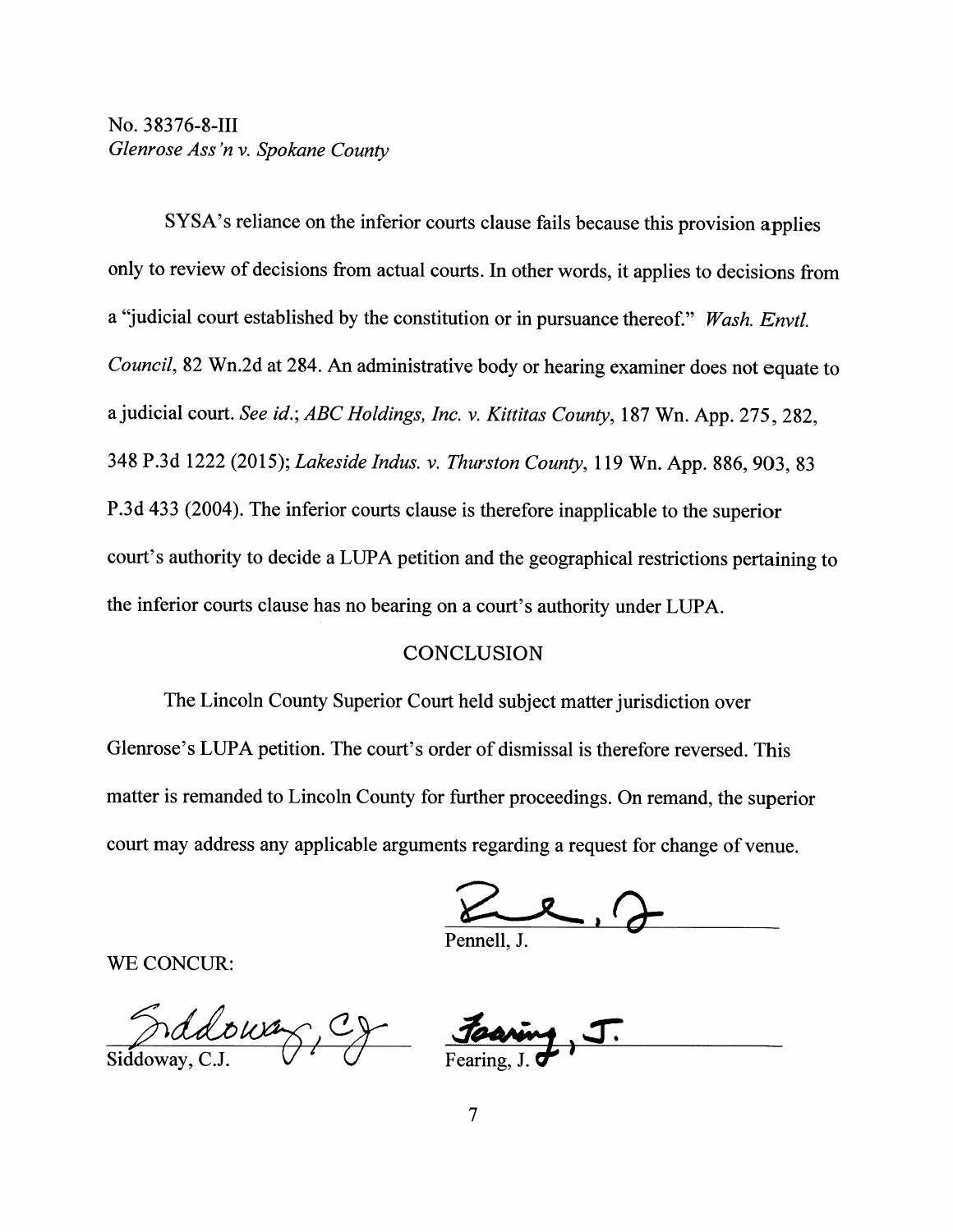No. 38376-8-III
*Glenrose Ass'n v. Spokane County*

SYSA's reliance on the inferior courts clause fails because this provision applies only to review of decisions from actual courts. In other words, it applies to decisions from a "judicial court established by the constitution or in pursuance thereof." *Wash. Envtl. Council*, 82 Wn.2d at 284. An administrative body or hearing examiner does not equate to a judicial court. *See id.*; *ABC Holdings, Inc. v. Kittitas County*, 187 Wn. App. 275, 282, 348 P.3d 1222 (2015); *Lakeside Indus. v. Thurston County*, 119 Wn. App. 886, 903, 83 P.3d 433 (2004). The inferior courts clause is therefore inapplicable to the superior court's authority to decide a LUPA petition and the geographical restrictions pertaining to the inferior courts clause has no bearing on a court's authority under LUPA.

## CONCLUSION

The Lincoln County Superior Court held subject matter jurisdiction over Glenrose's LUPA petition. The court's order of dismissal is therefore reversed. This matter is remanded to Lincoln County for further proceedings. On remand, the superior court may address any applicable arguments regarding a request for change of venue.

Pennell, J.

WE CONCUR:

Siddoway, C.J.

Fearing, J.